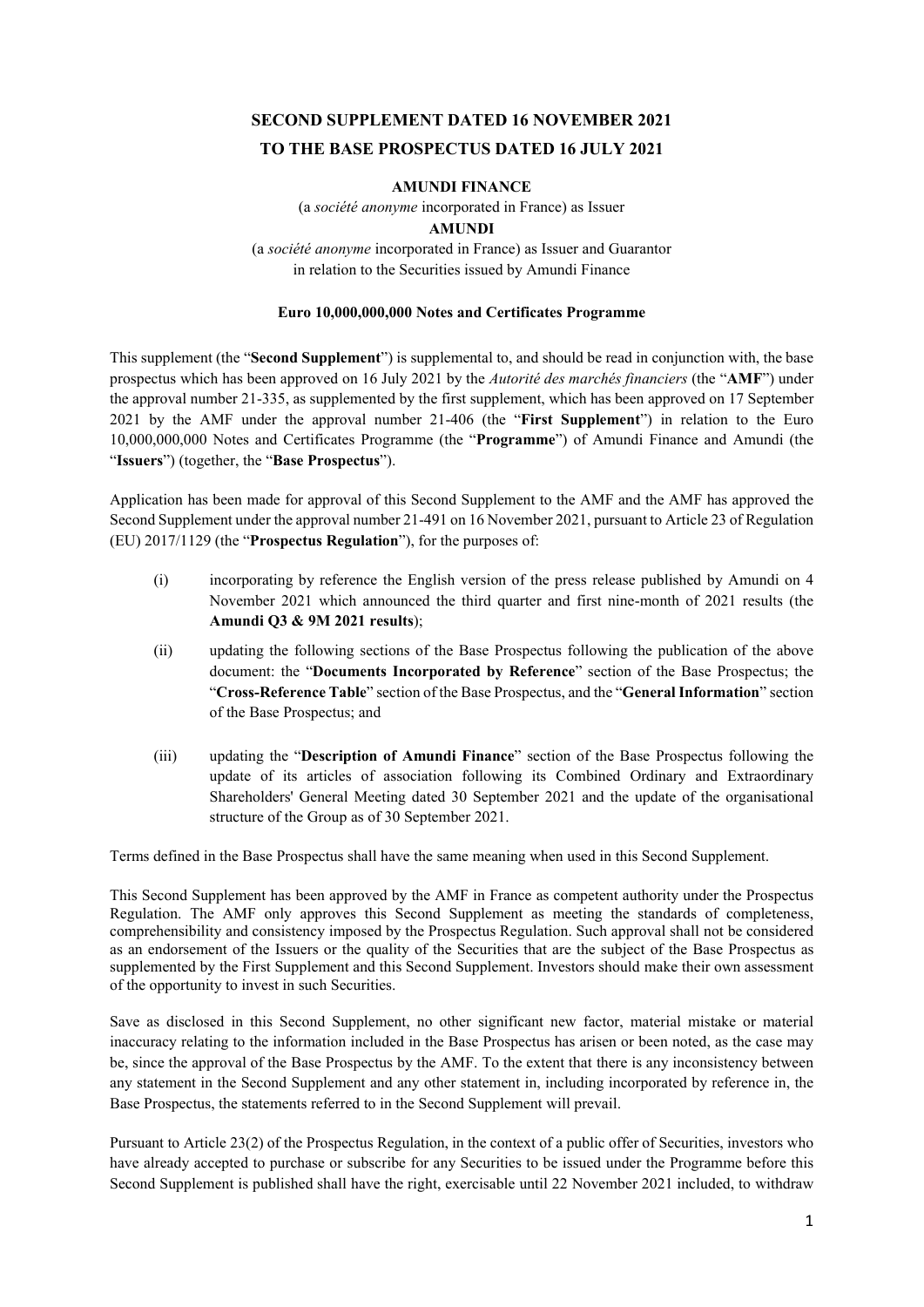# SECOND SUPPLEMENT DATED 16 NOVEMBER 2021
# TO THE BASE PROSPECTUS DATED 16 JULY 2021

**AMUNDI FINANCE**

(a *société anonyme* incorporated in France) as Issuer

**AMUNDI**

(a *société anonyme* incorporated in France) as Issuer and Guarantor
in relation to the Securities issued by Amundi Finance

**Euro 10,000,000,000 Notes and Certificates Programme**

This supplement (the "**Second Supplement**") is supplemental to, and should be read in conjunction with, the base prospectus which has been approved on 16 July 2021 by the *Autorité des marchés financiers* (the "**AMF**") under the approval number 21-335, as supplemented by the first supplement, which has been approved on 17 September 2021 by the AMF under the approval number 21-406 (the "**First Supplement**") in relation to the Euro 10,000,000,000 Notes and Certificates Programme (the "**Programme**") of Amundi Finance and Amundi (the "**Issuers**") (together, the "**Base Prospectus**").

Application has been made for approval of this Second Supplement to the AMF and the AMF has approved the Second Supplement under the approval number 21-491 on 16 November 2021, pursuant to Article 23 of Regulation (EU) 2017/1129 (the "**Prospectus Regulation**"), for the purposes of:

(i) incorporating by reference the English version of the press release published by Amundi on 4 November 2021 which announced the third quarter and first nine-month of 2021 results (the **Amundi Q3 & 9M 2021 results**);

(ii) updating the following sections of the Base Prospectus following the publication of the above document: the "**Documents Incorporated by Reference**" section of the Base Prospectus; the "**Cross-Reference Table**" section of the Base Prospectus, and the "**General Information**" section of the Base Prospectus; and

(iii) updating the "**Description of Amundi Finance**" section of the Base Prospectus following the update of its articles of association following its Combined Ordinary and Extraordinary Shareholders' General Meeting dated 30 September 2021 and the update of the organisational structure of the Group as of 30 September 2021.

Terms defined in the Base Prospectus shall have the same meaning when used in this Second Supplement.

This Second Supplement has been approved by the AMF in France as competent authority under the Prospectus Regulation. The AMF only approves this Second Supplement as meeting the standards of completeness, comprehensibility and consistency imposed by the Prospectus Regulation. Such approval shall not be considered as an endorsement of the Issuers or the quality of the Securities that are the subject of the Base Prospectus as supplemented by the First Supplement and this Second Supplement. Investors should make their own assessment of the opportunity to invest in such Securities.

Save as disclosed in this Second Supplement, no other significant new factor, material mistake or material inaccuracy relating to the information included in the Base Prospectus has arisen or been noted, as the case may be, since the approval of the Base Prospectus by the AMF. To the extent that there is any inconsistency between any statement in the Second Supplement and any other statement in, including incorporated by reference in, the Base Prospectus, the statements referred to in the Second Supplement will prevail.

Pursuant to Article 23(2) of the Prospectus Regulation, in the context of a public offer of Securities, investors who have already accepted to purchase or subscribe for any Securities to be issued under the Programme before this Second Supplement is published shall have the right, exercisable until 22 November 2021 included, to withdraw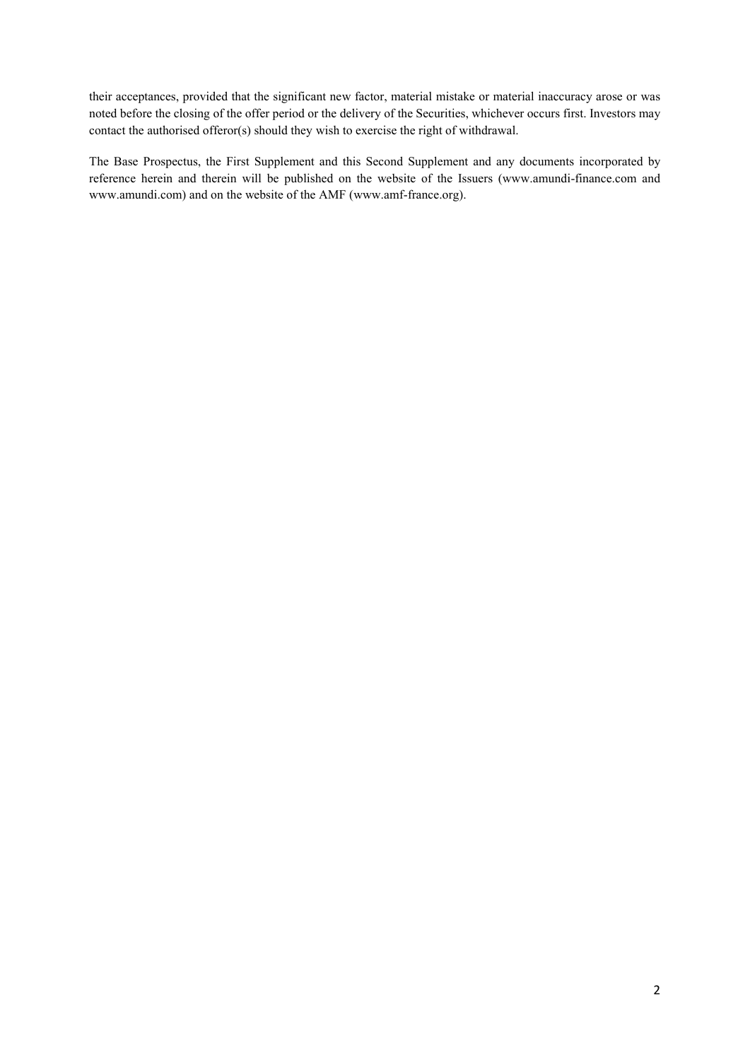their acceptances, provided that the significant new factor, material mistake or material inaccuracy arose or was noted before the closing of the offer period or the delivery of the Securities, whichever occurs first. Investors may contact the authorised offeror(s) should they wish to exercise the right of withdrawal.

The Base Prospectus, the First Supplement and this Second Supplement and any documents incorporated by reference herein and therein will be published on the website of the Issuers (www.amundi-finance.com and www.amundi.com) and on the website of the AMF (www.amf-france.org).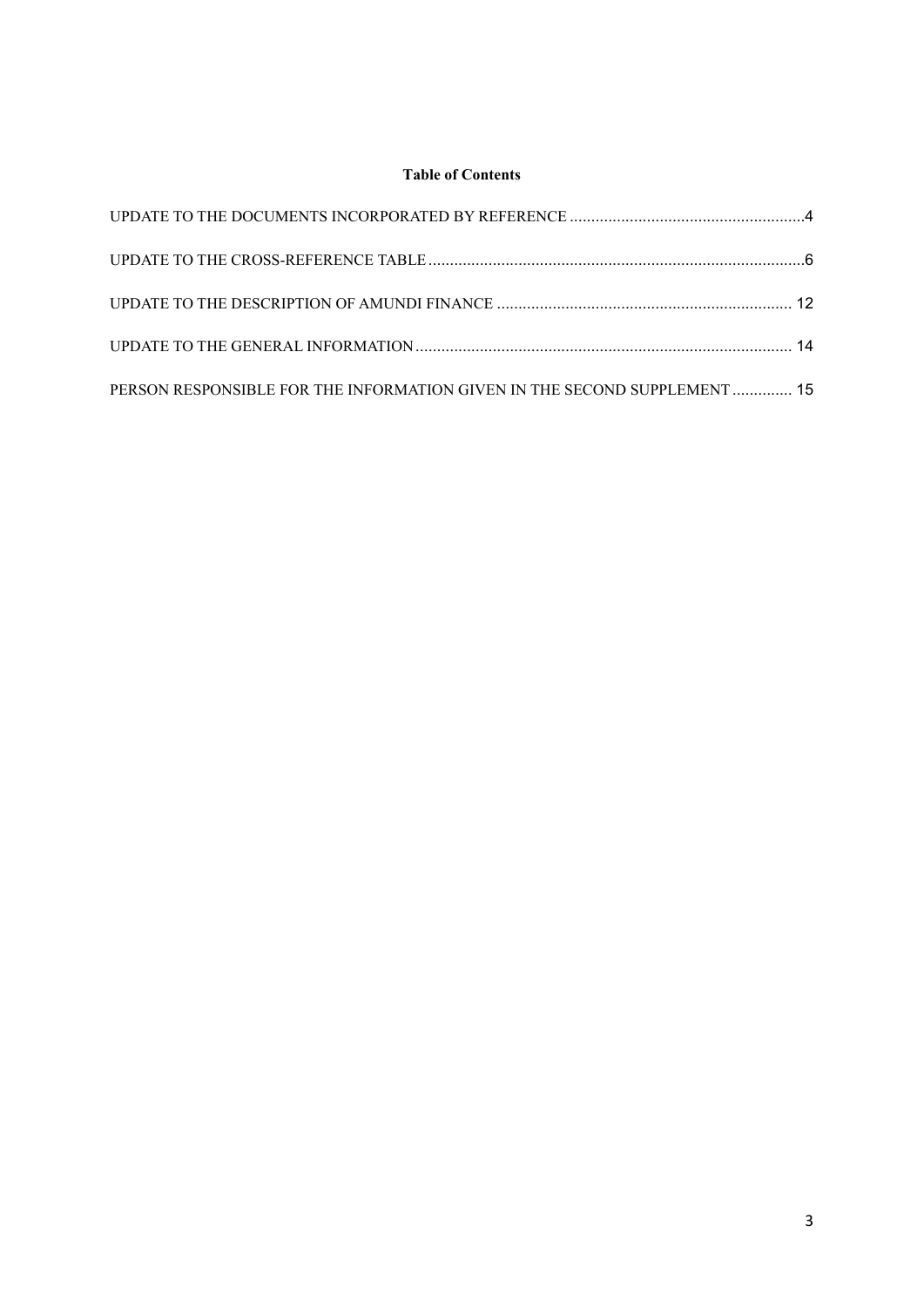**Table of Contents**

UPDATE TO THE DOCUMENTS INCORPORATED BY REFERENCE .......................................................4

UPDATE TO THE CROSS-REFERENCE TABLE........................................................................................6

UPDATE TO THE DESCRIPTION OF AMUNDI FINANCE ..................................................................... 12

UPDATE TO THE GENERAL INFORMATION........................................................................................ 14

PERSON RESPONSIBLE FOR THE INFORMATION GIVEN IN THE SECOND SUPPLEMENT .............. 15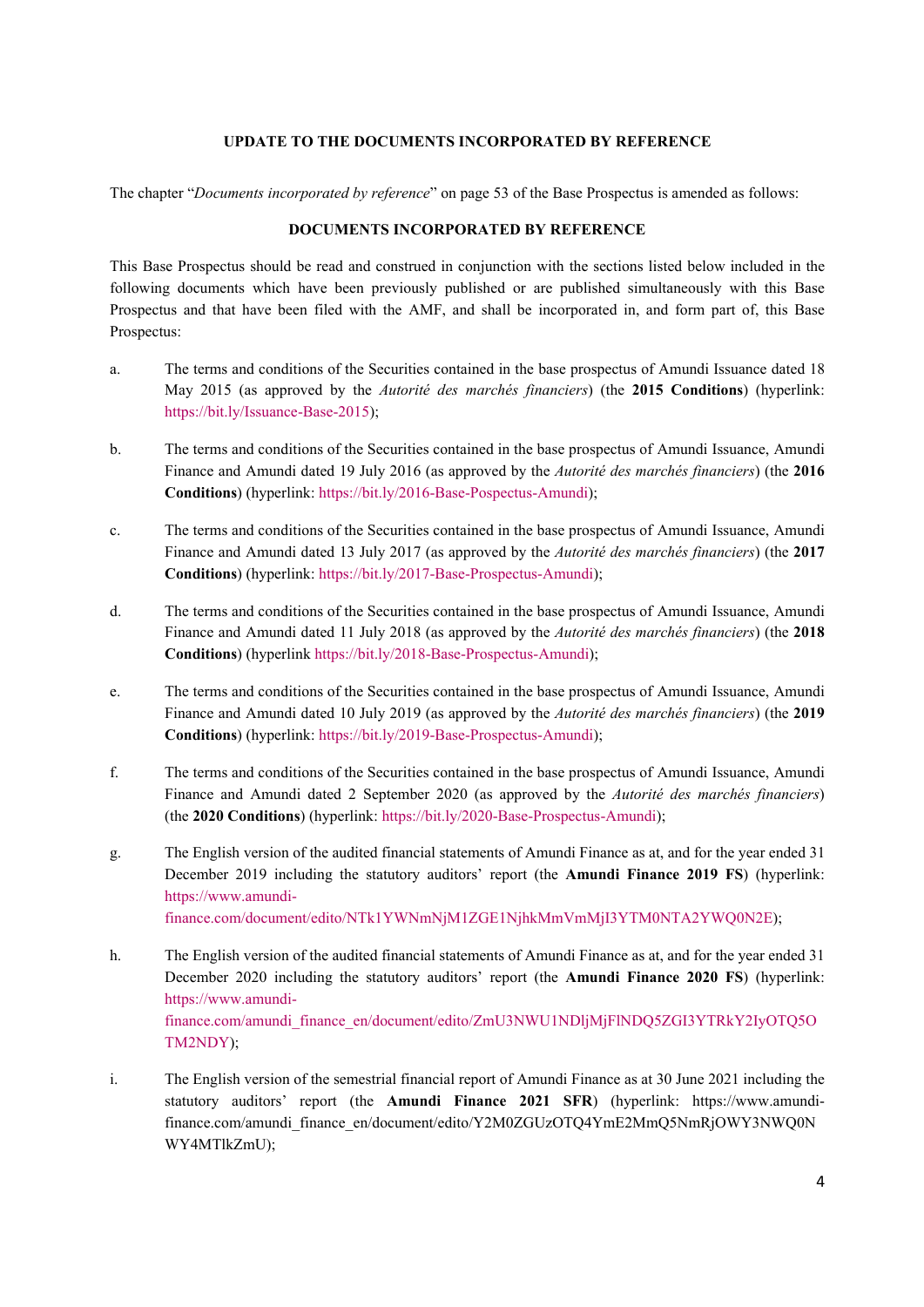**UPDATE TO THE DOCUMENTS INCORPORATED BY REFERENCE**

The chapter "*Documents incorporated by reference*" on page 53 of the Base Prospectus is amended as follows:

**DOCUMENTS INCORPORATED BY REFERENCE**

This Base Prospectus should be read and construed in conjunction with the sections listed below included in the following documents which have been previously published or are published simultaneously with this Base Prospectus and that have been filed with the AMF, and shall be incorporated in, and form part of, this Base Prospectus:

a. The terms and conditions of the Securities contained in the base prospectus of Amundi Issuance dated 18 May 2015 (as approved by the *Autorité des marchés financiers*) (the **2015 Conditions**) (hyperlink: https://bit.ly/Issuance-Base-2015);

b. The terms and conditions of the Securities contained in the base prospectus of Amundi Issuance, Amundi Finance and Amundi dated 19 July 2016 (as approved by the *Autorité des marchés financiers*) (the **2016 Conditions**) (hyperlink: https://bit.ly/2016-Base-Pospectus-Amundi);

c. The terms and conditions of the Securities contained in the base prospectus of Amundi Issuance, Amundi Finance and Amundi dated 13 July 2017 (as approved by the *Autorité des marchés financiers*) (the **2017 Conditions**) (hyperlink: https://bit.ly/2017-Base-Prospectus-Amundi);

d. The terms and conditions of the Securities contained in the base prospectus of Amundi Issuance, Amundi Finance and Amundi dated 11 July 2018 (as approved by the *Autorité des marchés financiers*) (the **2018 Conditions**) (hyperlink https://bit.ly/2018-Base-Prospectus-Amundi);

e. The terms and conditions of the Securities contained in the base prospectus of Amundi Issuance, Amundi Finance and Amundi dated 10 July 2019 (as approved by the *Autorité des marchés financiers*) (the **2019 Conditions**) (hyperlink: https://bit.ly/2019-Base-Prospectus-Amundi);

f. The terms and conditions of the Securities contained in the base prospectus of Amundi Issuance, Amundi Finance and Amundi dated 2 September 2020 (as approved by the *Autorité des marchés financiers*) (the **2020 Conditions**) (hyperlink: https://bit.ly/2020-Base-Prospectus-Amundi);

g. The English version of the audited financial statements of Amundi Finance as at, and for the year ended 31 December 2019 including the statutory auditors' report (the **Amundi Finance 2019 FS**) (hyperlink: https://www.amundi-finance.com/document/edito/NTk1YWNmNjM1ZGE1NjhkMmVmMjI3YTM0NTA2YWQ0N2E);

h. The English version of the audited financial statements of Amundi Finance as at, and for the year ended 31 December 2020 including the statutory auditors' report (the **Amundi Finance 2020 FS**) (hyperlink: https://www.amundi-finance.com/amundi_finance_en/document/edito/ZmU3NWU1NDljMjFlNDQ5ZGI3YTRkY2IyOTQ5OTM2NDY);

i. The English version of the semestrial financial report of Amundi Finance as at 30 June 2021 including the statutory auditors' report (the **Amundi Finance 2021 SFR**) (hyperlink: https://www.amundi-finance.com/amundi_finance_en/document/edito/Y2M0ZGUzOTQ4YmE2MmQ5NmRjOWY3NWQ0NWY4MTlkZmU);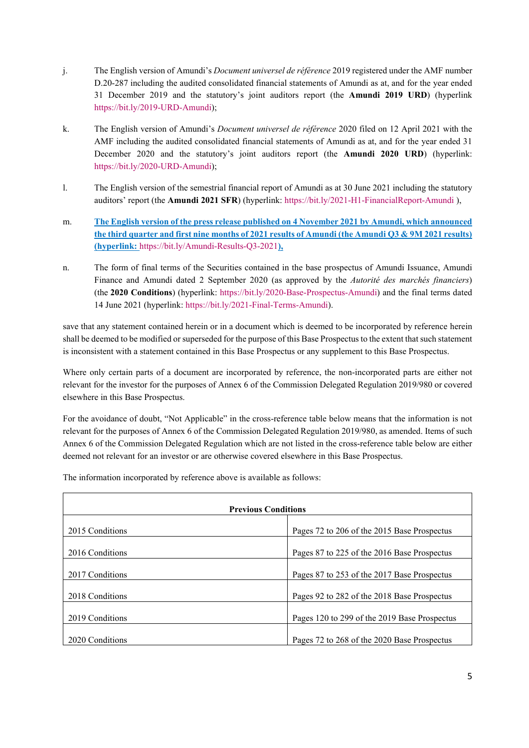j. The English version of Amundi's *Document universel de référence* 2019 registered under the AMF number D.20-287 including the audited consolidated financial statements of Amundi as at, and for the year ended 31 December 2019 and the statutory's joint auditors report (the **Amundi 2019 URD**) (hyperlink https://bit.ly/2019-URD-Amundi);

k. The English version of Amundi's *Document universel de référence* 2020 filed on 12 April 2021 with the AMF including the audited consolidated financial statements of Amundi as at, and for the year ended 31 December 2020 and the statutory's joint auditors report (the **Amundi 2020 URD**) (hyperlink: https://bit.ly/2020-URD-Amundi);

l. The English version of the semestrial financial report of Amundi as at 30 June 2021 including the statutory auditors' report (the **Amundi 2021 SFR**) (hyperlink: https://bit.ly/2021-H1-FinancialReport-Amundi ),

m. **The English version of the press release published on 4 November 2021 by Amundi, which announced the third quarter and first nine months of 2021 results of Amundi (the Amundi Q3 & 9M 2021 results) (hyperlink:** https://bit.ly/Amundi-Results-Q3-2021**),**

n. The form of final terms of the Securities contained in the base prospectus of Amundi Issuance, Amundi Finance and Amundi dated 2 September 2020 (as approved by the *Autorité des marchés financiers*) (the **2020 Conditions**) (hyperlink: https://bit.ly/2020-Base-Prospectus-Amundi) and the final terms dated 14 June 2021 (hyperlink: https://bit.ly/2021-Final-Terms-Amundi).

save that any statement contained herein or in a document which is deemed to be incorporated by reference herein shall be deemed to be modified or superseded for the purpose of this Base Prospectus to the extent that such statement is inconsistent with a statement contained in this Base Prospectus or any supplement to this Base Prospectus.

Where only certain parts of a document are incorporated by reference, the non-incorporated parts are either not relevant for the investor for the purposes of Annex 6 of the Commission Delegated Regulation 2019/980 or covered elsewhere in this Base Prospectus.

For the avoidance of doubt, "Not Applicable" in the cross-reference table below means that the information is not relevant for the purposes of Annex 6 of the Commission Delegated Regulation 2019/980, as amended. Items of such Annex 6 of the Commission Delegated Regulation which are not listed in the cross-reference table below are either deemed not relevant for an investor or are otherwise covered elsewhere in this Base Prospectus.

The information incorporated by reference above is available as follows:

| **Previous Conditions** | |
|---|---|
| 2015 Conditions | Pages 72 to 206 of the 2015 Base Prospectus |
| 2016 Conditions | Pages 87 to 225 of the 2016 Base Prospectus |
| 2017 Conditions | Pages 87 to 253 of the 2017 Base Prospectus |
| 2018 Conditions | Pages 92 to 282 of the 2018 Base Prospectus |
| 2019 Conditions | Pages 120 to 299 of the 2019 Base Prospectus |
| 2020 Conditions | Pages 72 to 268 of the 2020 Base Prospectus |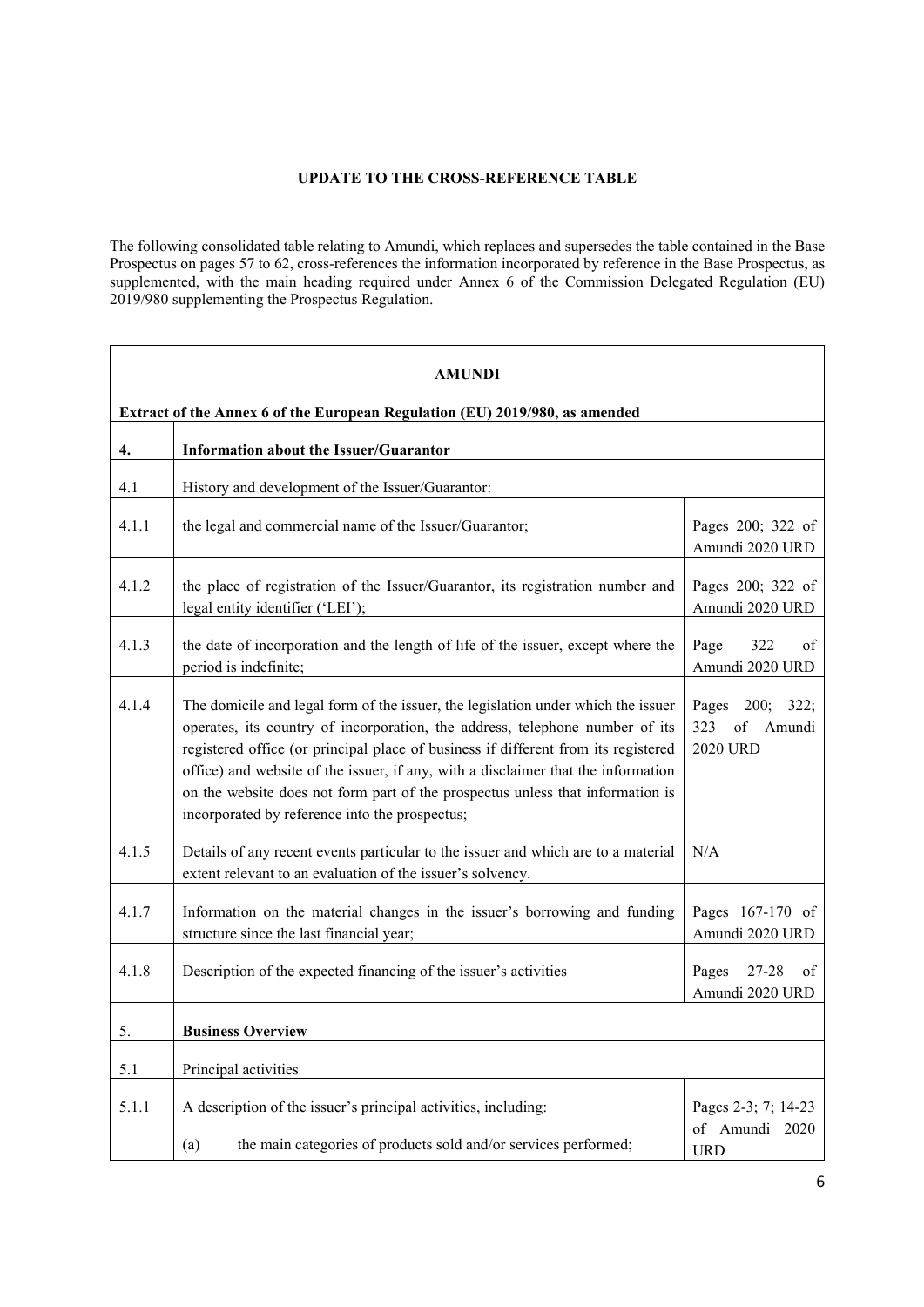**UPDATE TO THE CROSS-REFERENCE TABLE**

The following consolidated table relating to Amundi, which replaces and supersedes the table contained in the Base Prospectus on pages 57 to 62, cross-references the information incorporated by reference in the Base Prospectus, as supplemented, with the main heading required under Annex 6 of the Commission Delegated Regulation (EU) 2019/980 supplementing the Prospectus Regulation.

| **AMUNDI** | | |
|---|---|---|
| **Extract of the Annex 6 of the European Regulation (EU) 2019/980, as amended** | | |
| **4.** | **Information about the Issuer/Guarantor** | |
| 4.1 | History and development of the Issuer/Guarantor: | |
| 4.1.1 | the legal and commercial name of the Issuer/Guarantor; | Pages 200; 322 of Amundi 2020 URD |
| 4.1.2 | the place of registration of the Issuer/Guarantor, its registration number and legal entity identifier ('LEI'); | Pages 200; 322 of Amundi 2020 URD |
| 4.1.3 | the date of incorporation and the length of life of the issuer, except where the period is indefinite; | Page 322 of Amundi 2020 URD |
| 4.1.4 | The domicile and legal form of the issuer, the legislation under which the issuer operates, its country of incorporation, the address, telephone number of its registered office (or principal place of business if different from its registered office) and website of the issuer, if any, with a disclaimer that the information on the website does not form part of the prospectus unless that information is incorporated by reference into the prospectus; | Pages 200; 322; 323 of Amundi 2020 URD |
| 4.1.5 | Details of any recent events particular to the issuer and which are to a material extent relevant to an evaluation of the issuer's solvency. | N/A |
| 4.1.7 | Information on the material changes in the issuer's borrowing and funding structure since the last financial year; | Pages 167-170 of Amundi 2020 URD |
| 4.1.8 | Description of the expected financing of the issuer's activities | Pages 27-28 of Amundi 2020 URD |
| 5. | **Business Overview** | |
| 5.1 | Principal activities | |
| 5.1.1 | A description of the issuer's principal activities, including:<br><br>(a) the main categories of products sold and/or services performed; | Pages 2-3; 7; 14-23 of Amundi 2020 URD |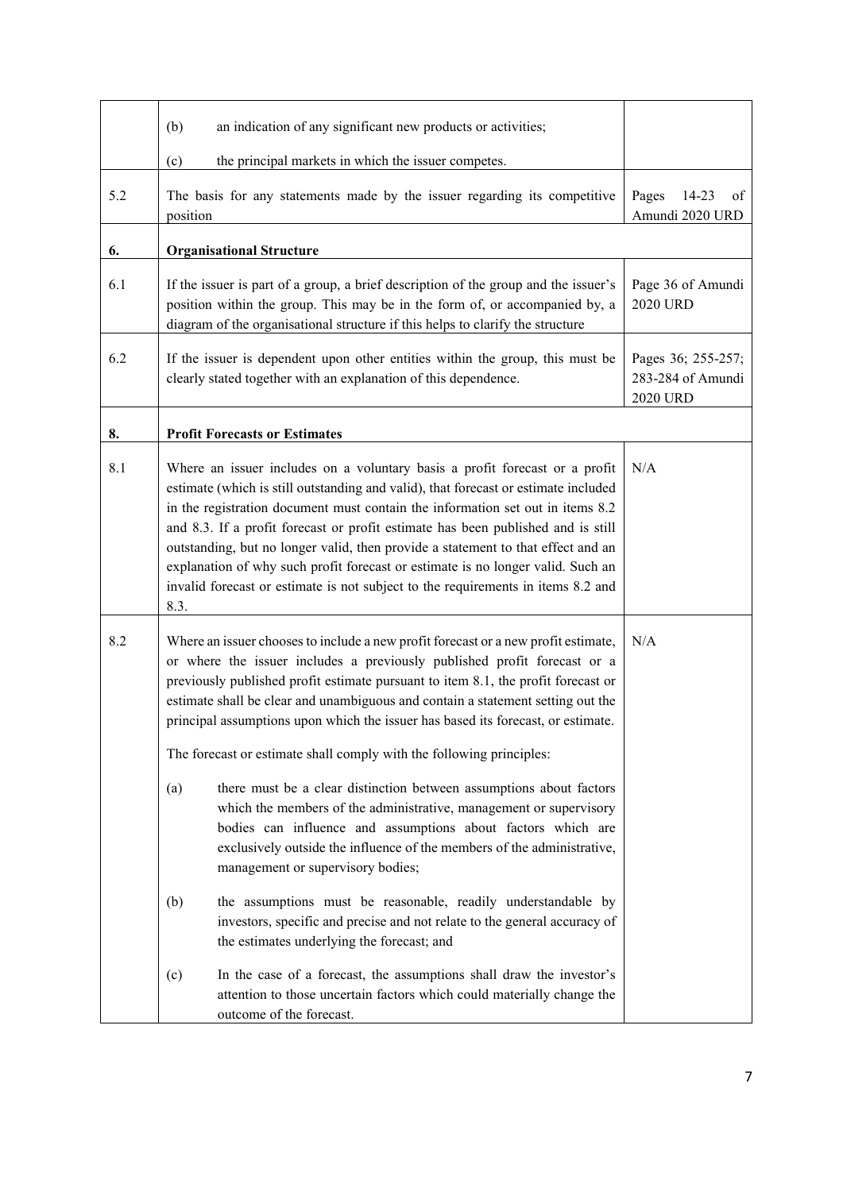| | | |
|---|---|---|
| | (b) an indication of any significant new products or activities; (c) the principal markets in which the issuer competes. | |
| 5.2 | The basis for any statements made by the issuer regarding its competitive position | Pages 14-23 of Amundi 2020 URD |
| **6.** | **Organisational Structure** | |
| 6.1 | If the issuer is part of a group, a brief description of the group and the issuer's position within the group. This may be in the form of, or accompanied by, a diagram of the organisational structure if this helps to clarify the structure | Page 36 of Amundi 2020 URD |
| 6.2 | If the issuer is dependent upon other entities within the group, this must be clearly stated together with an explanation of this dependence. | Pages 36; 255-257; 283-284 of Amundi 2020 URD |
| **8.** | **Profit Forecasts or Estimates** | |
| 8.1 | Where an issuer includes on a voluntary basis a profit forecast or a profit estimate (which is still outstanding and valid), that forecast or estimate included in the registration document must contain the information set out in items 8.2 and 8.3. If a profit forecast or profit estimate has been published and is still outstanding, but no longer valid, then provide a statement to that effect and an explanation of why such profit forecast or estimate is no longer valid. Such an invalid forecast or estimate is not subject to the requirements in items 8.2 and 8.3. | N/A |
| 8.2 | Where an issuer chooses to include a new profit forecast or a new profit estimate, or where the issuer includes a previously published profit forecast or a previously published profit estimate pursuant to item 8.1, the profit forecast or estimate shall be clear and unambiguous and contain a statement setting out the principal assumptions upon which the issuer has based its forecast, or estimate. The forecast or estimate shall comply with the following principles: (a) there must be a clear distinction between assumptions about factors which the members of the administrative, management or supervisory bodies can influence and assumptions about factors which are exclusively outside the influence of the members of the administrative, management or supervisory bodies; (b) the assumptions must be reasonable, readily understandable by investors, specific and precise and not relate to the general accuracy of the estimates underlying the forecast; and (c) In the case of a forecast, the assumptions shall draw the investor's attention to those uncertain factors which could materially change the outcome of the forecast. | N/A |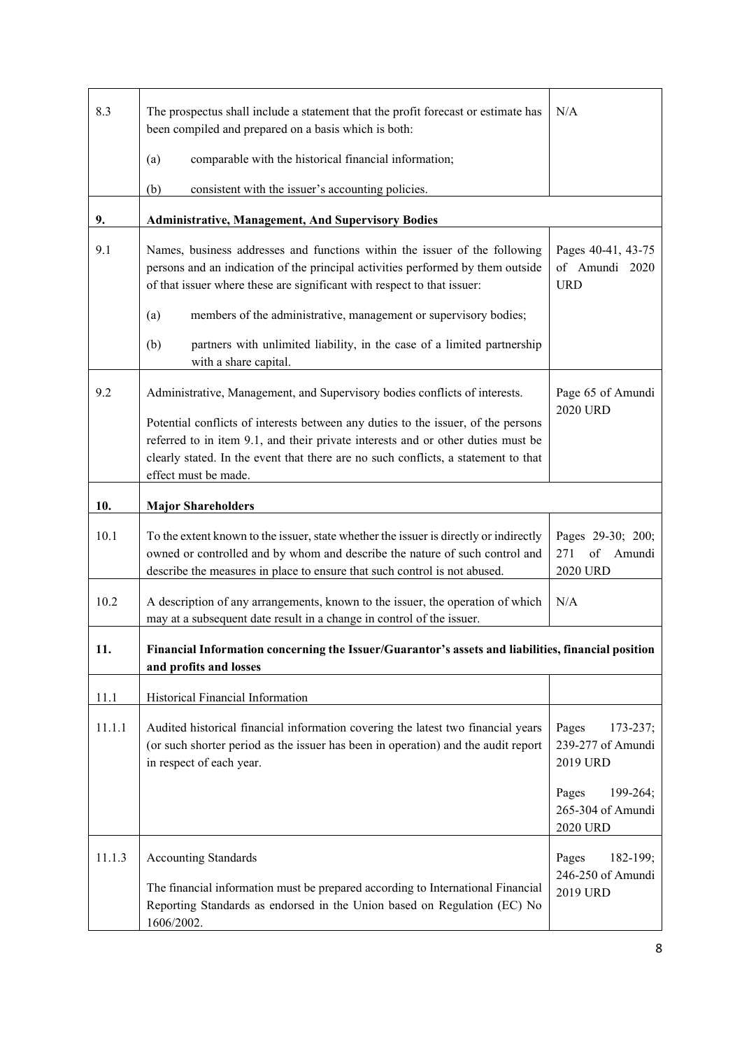| | | |
|---|---|---|
| 8.3 | The prospectus shall include a statement that the profit forecast or estimate has been compiled and prepared on a basis which is both:<br><br>(a) comparable with the historical financial information;<br><br>(b) consistent with the issuer's accounting policies. | N/A |
| **9.** | **Administrative, Management, And Supervisory Bodies** | |
| 9.1 | Names, business addresses and functions within the issuer of the following persons and an indication of the principal activities performed by them outside of that issuer where these are significant with respect to that issuer:<br><br>(a) members of the administrative, management or supervisory bodies;<br><br>(b) partners with unlimited liability, in the case of a limited partnership with a share capital. | Pages 40-41, 43-75 of Amundi 2020 URD |
| 9.2 | Administrative, Management, and Supervisory bodies conflicts of interests.<br><br>Potential conflicts of interests between any duties to the issuer, of the persons referred to in item 9.1, and their private interests and or other duties must be clearly stated. In the event that there are no such conflicts, a statement to that effect must be made. | Page 65 of Amundi 2020 URD |
| **10.** | **Major Shareholders** | |
| 10.1 | To the extent known to the issuer, state whether the issuer is directly or indirectly owned or controlled and by whom and describe the nature of such control and describe the measures in place to ensure that such control is not abused. | Pages 29-30; 200; 271 of Amundi 2020 URD |
| 10.2 | A description of any arrangements, known to the issuer, the operation of which may at a subsequent date result in a change in control of the issuer. | N/A |
| **11.** | **Financial Information concerning the Issuer/Guarantor's assets and liabilities, financial position and profits and losses** | |
| 11.1 | Historical Financial Information | |
| 11.1.1 | Audited historical financial information covering the latest two financial years (or such shorter period as the issuer has been in operation) and the audit report in respect of each year. | Pages 173-237; 239-277 of Amundi 2019 URD<br><br>Pages 199-264; 265-304 of Amundi 2020 URD |
| 11.1.3 | Accounting Standards<br><br>The financial information must be prepared according to International Financial Reporting Standards as endorsed in the Union based on Regulation (EC) No 1606/2002. | Pages 182-199; 246-250 of Amundi 2019 URD |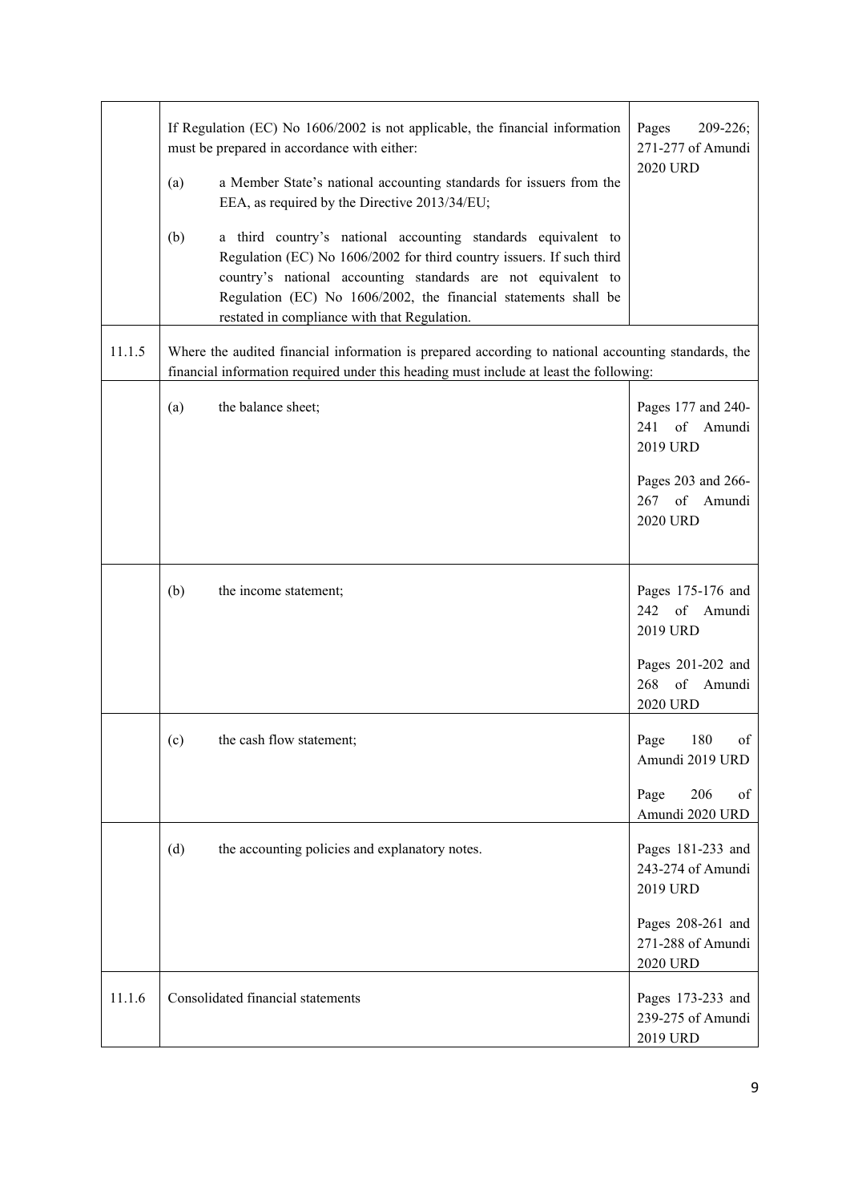|  |  |  |
| --- | --- | --- |
|  | If Regulation (EC) No 1606/2002 is not applicable, the financial information must be prepared in accordance with either:<br><br>(a) a Member State's national accounting standards for issuers from the EEA, as required by the Directive 2013/34/EU;<br><br>(b) a third country's national accounting standards equivalent to Regulation (EC) No 1606/2002 for third country issuers. If such third country's national accounting standards are not equivalent to Regulation (EC) No 1606/2002, the financial statements shall be restated in compliance with that Regulation. | Pages 209-226; 271-277 of Amundi 2020 URD |
| 11.1.5 | Where the audited financial information is prepared according to national accounting standards, the financial information required under this heading must include at least the following: |  |
|  | (a) the balance sheet; | Pages 177 and 240-241 of Amundi 2019 URD<br><br>Pages 203 and 266-267 of Amundi 2020 URD |
|  | (b) the income statement; | Pages 175-176 and 242 of Amundi 2019 URD<br><br>Pages 201-202 and 268 of Amundi 2020 URD |
|  | (c) the cash flow statement; | Page 180 of Amundi 2019 URD<br><br>Page 206 of Amundi 2020 URD |
|  | (d) the accounting policies and explanatory notes. | Pages 181-233 and 243-274 of Amundi 2019 URD<br><br>Pages 208-261 and 271-288 of Amundi 2020 URD |
| 11.1.6 | Consolidated financial statements | Pages 173-233 and 239-275 of Amundi 2019 URD |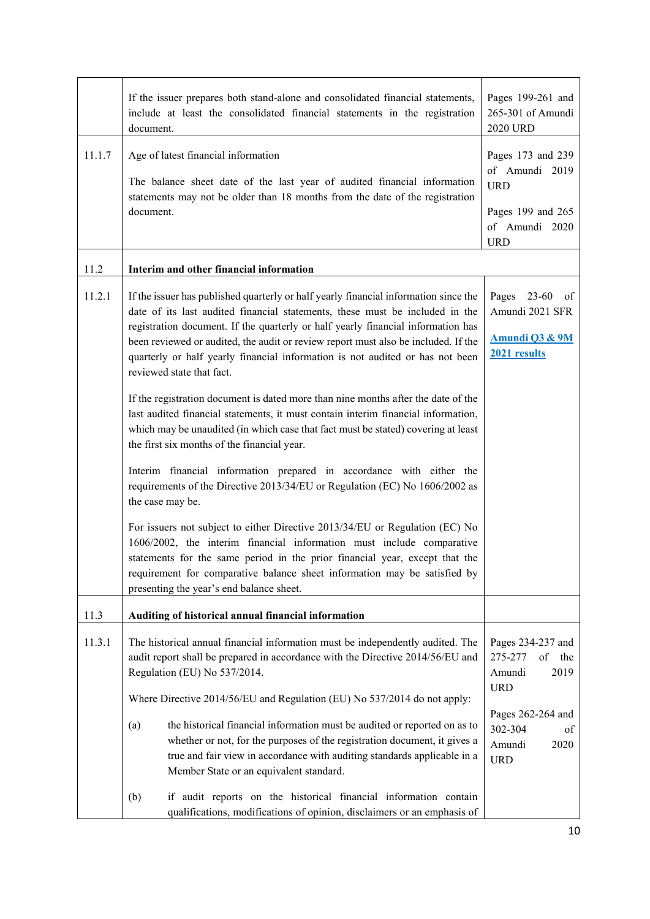| | | |
|---|---|---|
| | If the issuer prepares both stand-alone and consolidated financial statements, include at least the consolidated financial statements in the registration document. | Pages 199-261 and 265-301 of Amundi 2020 URD |
| 11.1.7 | Age of latest financial information<br><br>The balance sheet date of the last year of audited financial information statements may not be older than 18 months from the date of the registration document. | Pages 173 and 239 of Amundi 2019 URD<br><br>Pages 199 and 265 of Amundi 2020 URD |
| 11.2 | **Interim and other financial information** | |
| 11.2.1 | If the issuer has published quarterly or half yearly financial information since the date of its last audited financial statements, these must be included in the registration document. If the quarterly or half yearly financial information has been reviewed or audited, the audit or review report must also be included. If the quarterly or half yearly financial information is not audited or has not been reviewed state that fact.<br><br>If the registration document is dated more than nine months after the date of the last audited financial statements, it must contain interim financial information, which may be unaudited (in which case that fact must be stated) covering at least the first six months of the financial year.<br><br>Interim financial information prepared in accordance with either the requirements of the Directive 2013/34/EU or Regulation (EC) No 1606/2002 as the case may be.<br><br>For issuers not subject to either Directive 2013/34/EU or Regulation (EC) No 1606/2002, the interim financial information must include comparative statements for the same period in the prior financial year, except that the requirement for comparative balance sheet information may be satisfied by presenting the year's end balance sheet. | Pages 23-60 of Amundi 2021 SFR<br><br>**Amundi Q3 & 9M 2021 results** |
| 11.3 | **Auditing of historical annual financial information** | |
| 11.3.1 | The historical annual financial information must be independently audited. The audit report shall be prepared in accordance with the Directive 2014/56/EU and Regulation (EU) No 537/2014.<br><br>Where Directive 2014/56/EU and Regulation (EU) No 537/2014 do not apply:<br><br>(a) the historical financial information must be audited or reported on as to whether or not, for the purposes of the registration document, it gives a true and fair view in accordance with auditing standards applicable in a Member State or an equivalent standard.<br><br>(b) if audit reports on the historical financial information contain qualifications, modifications of opinion, disclaimers or an emphasis of | Pages 234-237 and 275-277 of the Amundi 2019 URD<br><br>Pages 262-264 and 302-304 of Amundi 2020 URD |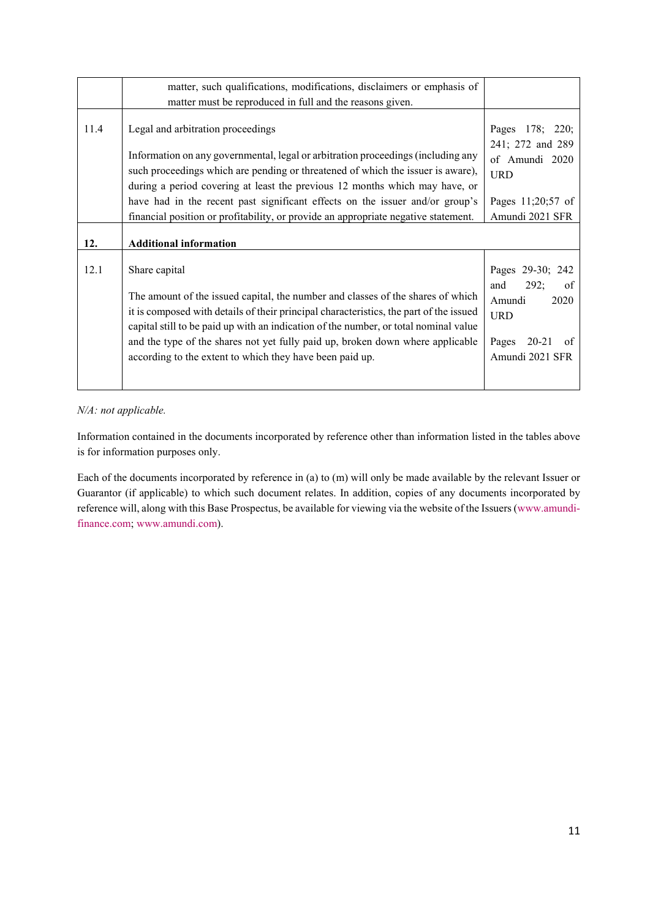|  |  |  |
|---|---|---|
|  | matter, such qualifications, modifications, disclaimers or emphasis of matter must be reproduced in full and the reasons given. |  |
| 11.4 | Legal and arbitration proceedings<br><br>Information on any governmental, legal or arbitration proceedings (including any such proceedings which are pending or threatened of which the issuer is aware), during a period covering at least the previous 12 months which may have, or have had in the recent past significant effects on the issuer and/or group's financial position or profitability, or provide an appropriate negative statement. | Pages 178; 220; 241; 272 and 289 of Amundi 2020 URD<br><br>Pages 11;20;57 of Amundi 2021 SFR |
| **12.** | **Additional information** |  |
| 12.1 | Share capital<br><br>The amount of the issued capital, the number and classes of the shares of which it is composed with details of their principal characteristics, the part of the issued capital still to be paid up with an indication of the number, or total nominal value and the type of the shares not yet fully paid up, broken down where applicable according to the extent to which they have been paid up. | Pages 29-30; 242 and 292; of Amundi 2020 URD<br><br>Pages 20-21 of Amundi 2021 SFR |

*N/A: not applicable.*

Information contained in the documents incorporated by reference other than information listed in the tables above is for information purposes only.

Each of the documents incorporated by reference in (a) to (m) will only be made available by the relevant Issuer or Guarantor (if applicable) to which such document relates. In addition, copies of any documents incorporated by reference will, along with this Base Prospectus, be available for viewing via the website of the Issuers (www.amundi-finance.com; www.amundi.com).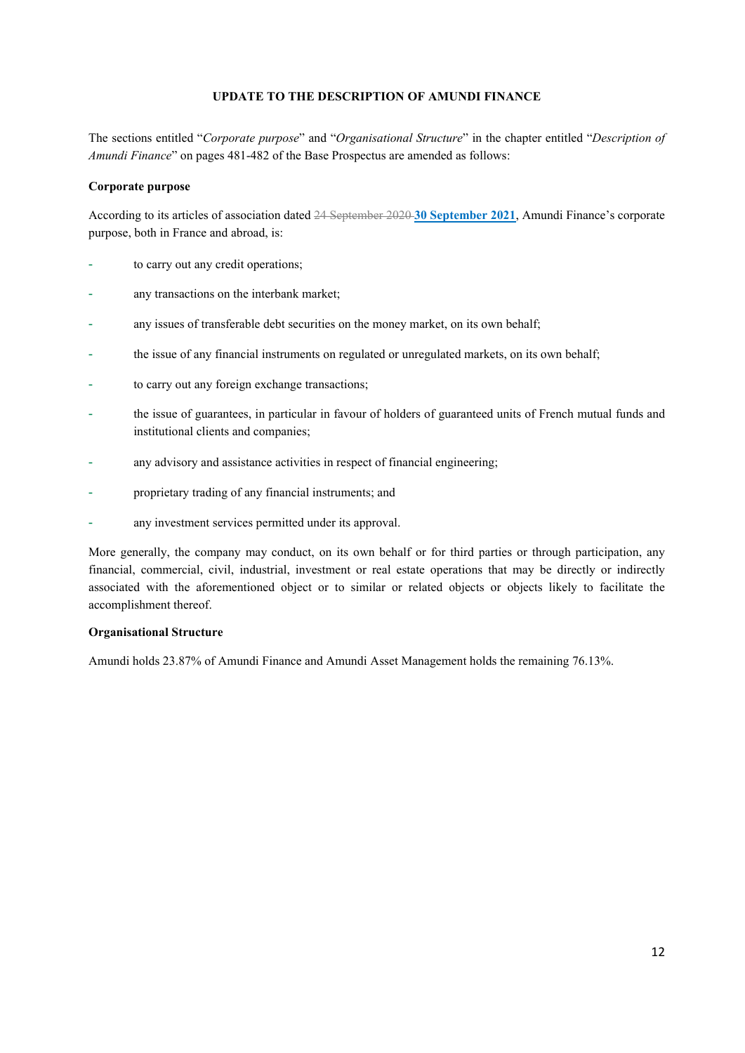**UPDATE TO THE DESCRIPTION OF AMUNDI FINANCE**

The sections entitled "*Corporate purpose*" and "*Organisational Structure*" in the chapter entitled "*Description of Amundi Finance*" on pages 481-482 of the Base Prospectus are amended as follows:

**Corporate purpose**

According to its articles of association dated ~~24 September 2020~~ **30 September 2021**, Amundi Finance's corporate purpose, both in France and abroad, is:

- to carry out any credit operations;
- any transactions on the interbank market;
- any issues of transferable debt securities on the money market, on its own behalf;
- the issue of any financial instruments on regulated or unregulated markets, on its own behalf;
- to carry out any foreign exchange transactions;
- the issue of guarantees, in particular in favour of holders of guaranteed units of French mutual funds and institutional clients and companies;
- any advisory and assistance activities in respect of financial engineering;
- proprietary trading of any financial instruments; and
- any investment services permitted under its approval.

More generally, the company may conduct, on its own behalf or for third parties or through participation, any financial, commercial, civil, industrial, investment or real estate operations that may be directly or indirectly associated with the aforementioned object or to similar or related objects or objects likely to facilitate the accomplishment thereof.

**Organisational Structure**

Amundi holds 23.87% of Amundi Finance and Amundi Asset Management holds the remaining 76.13%.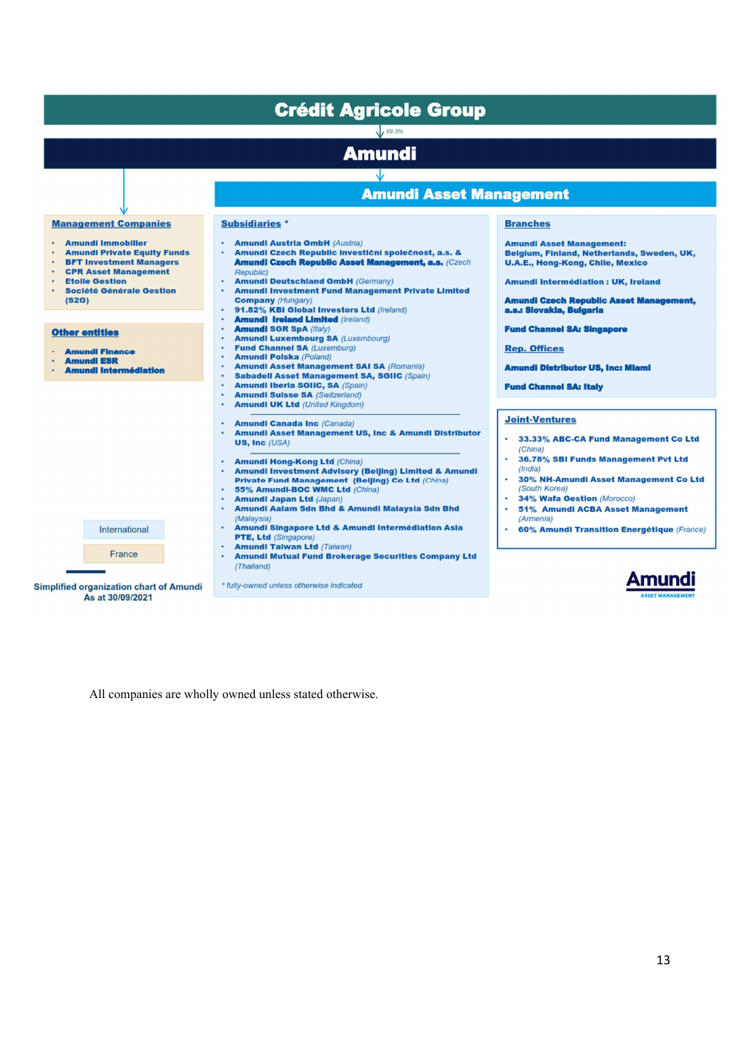# Crédit Agricole Group

69.5%

# Amundi

## Amundi Asset Management

### Management Companies

- Amundi Immobilier
- Amundi Private Equity Funds
- BFT Investment Managers
- CPR Asset Management
- Etoile Gestion
- Société Générale Gestion (S2G)

### Other entities

- Amundi Finance
- Amundi ESR
- Amundi Intermédiation

### Subsidiaries *

- Amundi Austria GmbH *(Austria)*
- Amundi Czech Republic investiční společnost, a.s. & Amundi Czech Republic Asset Management, a.s. *(Czech Republic)*
- Amundi Deutschland GmbH *(Germany)*
- Amundi Investment Fund Management Private Limited Company *(Hungary)*
- 91.82% KBI Global Investors Ltd *(Ireland)*
- Amundi Ireland Limited *(Ireland)*
- Amundi SGR SpA *(Italy)*
- Amundi Luxembourg SA *(Luxembourg)*
- Fund Channel SA *(Luxemburg)*
- Amundi Polska *(Poland)*
- Amundi Asset Management SAI SA *(Romania)*
- Sabadell Asset Management SA, SGIIC *(Spain)*
- Amundi Iberia SGIIC, SA *(Spain)*
- Amundi Suisse SA *(Switzerland)*
- Amundi UK Ltd *(United Kingdom)*

---

- Amundi Canada Inc *(Canada)*
- Amundi Asset Management US, Inc & Amundi Distributor US, Inc *(USA)*

---

- Amundi Hong-Kong Ltd *(China)*
- Amundi Investment Advisory (Beijing) Limited & Amundi Private Fund Management (Beijing) Co Ltd *(China)*
- 55% Amundi-BOC WMC Ltd *(China)*
- Amundi Japan Ltd *(Japan)*
- Amundi Aalam Sdn Bhd & Amundi Malaysia Sdn Bhd *(Malaysia)*
- Amundi Singapore Ltd & Amundi Intermédiation Asia PTE, Ltd *(Singapore)*
- Amundi Taiwan Ltd *(Taiwan)*
- Amundi Mutual Fund Brokerage Securities Company Ltd *(Thailand)*

*\* fully-owned unless otherwise indicated*

### Branches

Amundi Asset Management: Belgium, Finland, Netherlands, Sweden, UK, U.A.E., Hong-Kong, Chile, Mexico

Amundi Intermédiation : UK, Ireland

Amundi Czech Republic Asset Management, a.s.: Slovakia, Bulgaria

Fund Channel SA: Singapore

### Rep. Offices

Amundi Distributor US, Inc: Miami

Fund Channel SA: Italy

### Joint-Ventures

- 33.33% ABC-CA Fund Management Co Ltd *(China)*
- 36.78% SBI Funds Management Pvt Ltd *(India)*
- 30% NH-Amundi Asset Management Co Ltd *(South Korea)*
- 34% Wafa Gestion *(Morocco)*
- 51% Amundi ACBA Asset Management *(Armenia)*
- 60% Amundi Transition Energétique *(France)*

International

France

Simplified organization chart of Amundi
As at 30/09/2021

Amundi ASSET MANAGEMENT

All companies are wholly owned unless stated otherwise.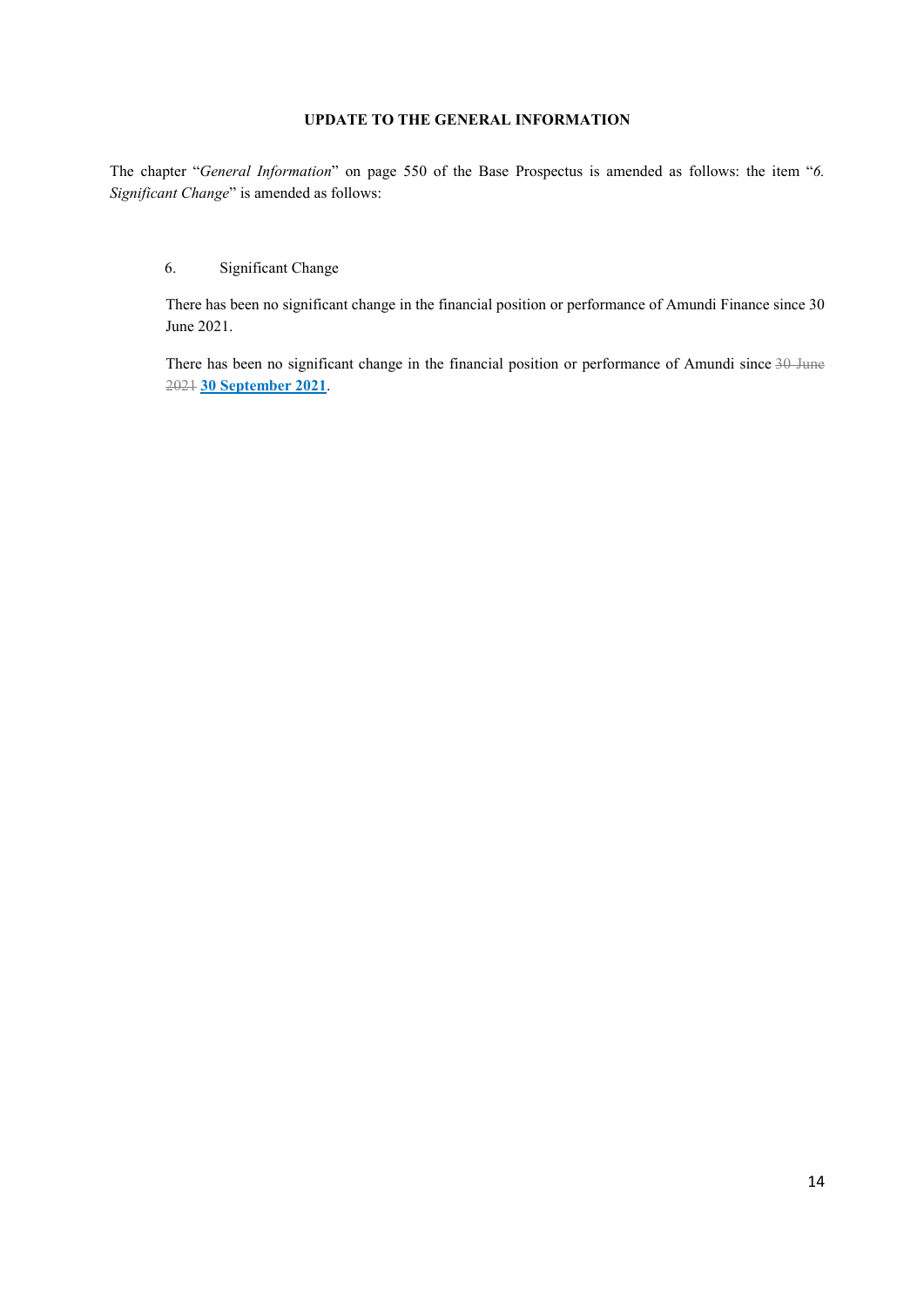**UPDATE TO THE GENERAL INFORMATION**

The chapter "*General Information*" on page 550 of the Base Prospectus is amended as follows: the item "*6. Significant Change*" is amended as follows:

6. Significant Change

There has been no significant change in the financial position or performance of Amundi Finance since 30 June 2021.

There has been no significant change in the financial position or performance of Amundi since ~~30 June 2021~~ **30 September 2021**.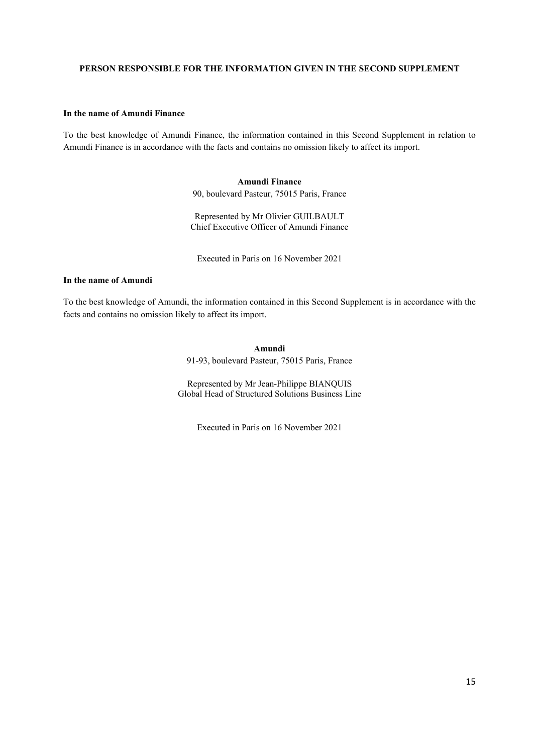## PERSON RESPONSIBLE FOR THE INFORMATION GIVEN IN THE SECOND SUPPLEMENT

**In the name of Amundi Finance**

To the best knowledge of Amundi Finance, the information contained in this Second Supplement in relation to Amundi Finance is in accordance with the facts and contains no omission likely to affect its import.

**Amundi Finance**
90, boulevard Pasteur, 75015 Paris, France

Represented by Mr Olivier GUILBAULT
Chief Executive Officer of Amundi Finance

Executed in Paris on 16 November 2021

**In the name of Amundi**

To the best knowledge of Amundi, the information contained in this Second Supplement is in accordance with the facts and contains no omission likely to affect its import.

**Amundi**
91-93, boulevard Pasteur, 75015 Paris, France

Represented by Mr Jean-Philippe BIANQUIS
Global Head of Structured Solutions Business Line

Executed in Paris on 16 November 2021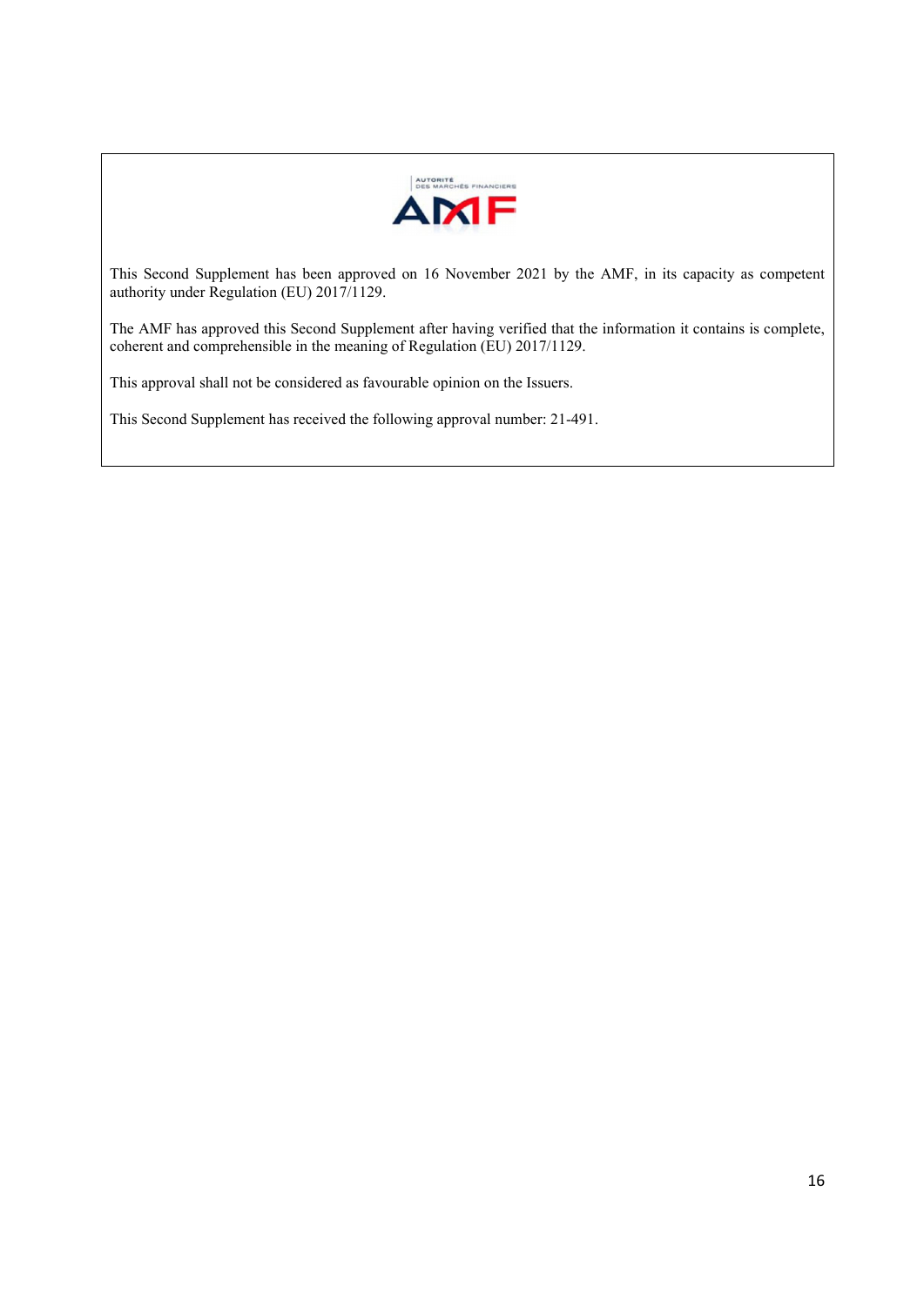AUTORITÉ DES MARCHÉS FINANCIERS

AMF

This Second Supplement has been approved on 16 November 2021 by the AMF, in its capacity as competent authority under Regulation (EU) 2017/1129.

The AMF has approved this Second Supplement after having verified that the information it contains is complete, coherent and comprehensible in the meaning of Regulation (EU) 2017/1129.

This approval shall not be considered as favourable opinion on the Issuers.

This Second Supplement has received the following approval number: 21-491.